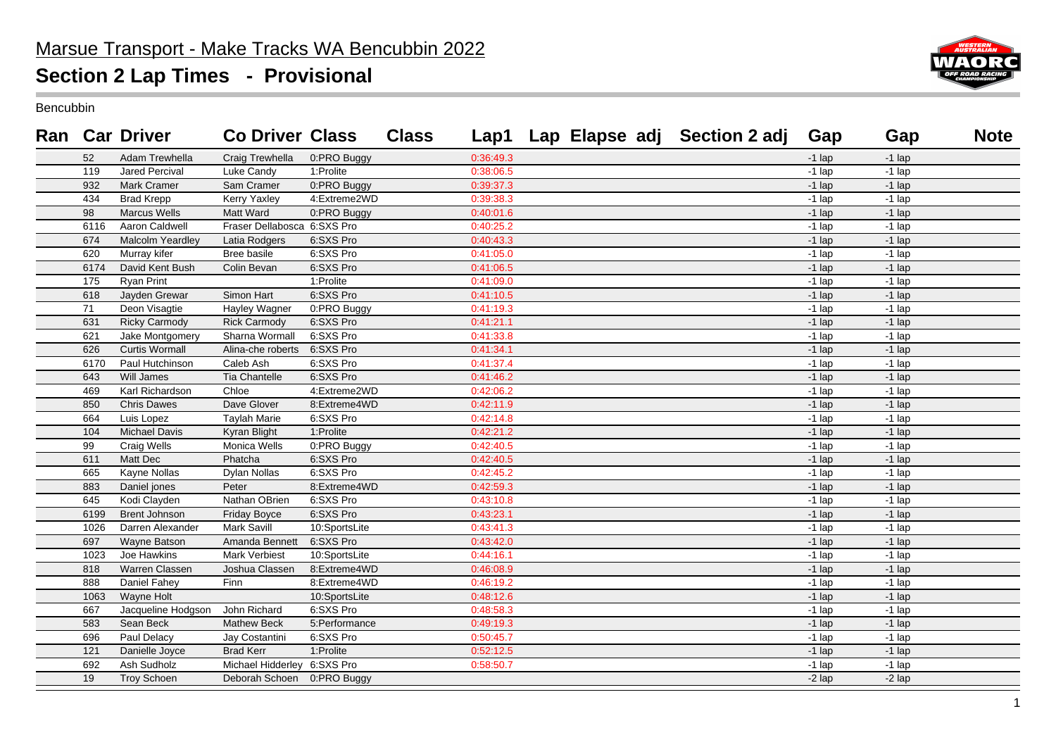# Marsue Transport - Make Tracks WA Bencubbin 2022

## Section 2 Lap Times - Provisional

Bencubbin

| Ran | Car | Driver | Co Driver | Class | Class | Lap1 | Lap Elapse adj | Section 2 adj | Gap | Gap | Note |
|---|---|---|---|---|---|---|---|---|---|---|---|
| | 52 | Adam Trewhella | Craig Trewhella | 0:PRO Buggy | | 0:36:49.3 | | | -1 lap | -1 lap | |
| | 119 | Jared Percival | Luke Candy | 1:Prolite | | 0:38:06.5 | | | -1 lap | -1 lap | |
| | 932 | Mark Cramer | Sam Cramer | 0:PRO Buggy | | 0:39:37.3 | | | -1 lap | -1 lap | |
| | 434 | Brad Krepp | Kerry Yaxley | 4:Extreme2WD | | 0:39:38.3 | | | -1 lap | -1 lap | |
| | 98 | Marcus Wells | Matt Ward | 0:PRO Buggy | | 0:40:01.6 | | | -1 lap | -1 lap | |
| | 6116 | Aaron Caldwell | Fraser Dellabosca | 6:SXS Pro | | 0:40:25.2 | | | -1 lap | -1 lap | |
| | 674 | Malcolm Yeardley | Latia Rodgers | 6:SXS Pro | | 0:40:43.3 | | | -1 lap | -1 lap | |
| | 620 | Murray kifer | Bree basile | 6:SXS Pro | | 0:41:05.0 | | | -1 lap | -1 lap | |
| | 6174 | David Kent Bush | Colin Bevan | 6:SXS Pro | | 0:41:06.5 | | | -1 lap | -1 lap | |
| | 175 | Ryan Print | | 1:Prolite | | 0:41:09.0 | | | -1 lap | -1 lap | |
| | 618 | Jayden Grewar | Simon Hart | 6:SXS Pro | | 0:41:10.5 | | | -1 lap | -1 lap | |
| | 71 | Deon Visagtie | Hayley Wagner | 0:PRO Buggy | | 0:41:19.3 | | | -1 lap | -1 lap | |
| | 631 | Ricky Carmody | Rick Carmody | 6:SXS Pro | | 0:41:21.1 | | | -1 lap | -1 lap | |
| | 621 | Jake Montgomery | Sharna Wormall | 6:SXS Pro | | 0:41:33.8 | | | -1 lap | -1 lap | |
| | 626 | Curtis Wormall | Alina-che roberts | 6:SXS Pro | | 0:41:34.1 | | | -1 lap | -1 lap | |
| | 6170 | Paul Hutchinson | Caleb Ash | 6:SXS Pro | | 0:41:37.4 | | | -1 lap | -1 lap | |
| | 643 | Will James | Tia Chantelle | 6:SXS Pro | | 0:41:46.2 | | | -1 lap | -1 lap | |
| | 469 | Karl Richardson | Chloe | 4:Extreme2WD | | 0:42:06.2 | | | -1 lap | -1 lap | |
| | 850 | Chris Dawes | Dave Glover | 8:Extreme4WD | | 0:42:11.9 | | | -1 lap | -1 lap | |
| | 664 | Luis Lopez | Taylah Marie | 6:SXS Pro | | 0:42:14.8 | | | -1 lap | -1 lap | |
| | 104 | Michael Davis | Kyran Blight | 1:Prolite | | 0:42:21.2 | | | -1 lap | -1 lap | |
| | 99 | Craig Wells | Monica Wells | 0:PRO Buggy | | 0:42:40.5 | | | -1 lap | -1 lap | |
| | 611 | Matt Dec | Phatcha | 6:SXS Pro | | 0:42:40.5 | | | -1 lap | -1 lap | |
| | 665 | Kayne Nollas | Dylan Nollas | 6:SXS Pro | | 0:42:45.2 | | | -1 lap | -1 lap | |
| | 883 | Daniel jones | Peter | 8:Extreme4WD | | 0:42:59.3 | | | -1 lap | -1 lap | |
| | 645 | Kodi Clayden | Nathan OBrien | 6:SXS Pro | | 0:43:10.8 | | | -1 lap | -1 lap | |
| | 6199 | Brent Johnson | Friday Boyce | 6:SXS Pro | | 0:43:23.1 | | | -1 lap | -1 lap | |
| | 1026 | Darren Alexander | Mark Savill | 10:SportsLite | | 0:43:41.3 | | | -1 lap | -1 lap | |
| | 697 | Wayne Batson | Amanda Bennett | 6:SXS Pro | | 0:43:42.0 | | | -1 lap | -1 lap | |
| | 1023 | Joe Hawkins | Mark Verbiest | 10:SportsLite | | 0:44:16.1 | | | -1 lap | -1 lap | |
| | 818 | Warren Classen | Joshua Classen | 8:Extreme4WD | | 0:46:08.9 | | | -1 lap | -1 lap | |
| | 888 | Daniel Fahey | Finn | 8:Extreme4WD | | 0:46:19.2 | | | -1 lap | -1 lap | |
| | 1063 | Wayne Holt | | 10:SportsLite | | 0:48:12.6 | | | -1 lap | -1 lap | |
| | 667 | Jacqueline Hodgson | John Richard | 6:SXS Pro | | 0:48:58.3 | | | -1 lap | -1 lap | |
| | 583 | Sean Beck | Mathew Beck | 5:Performance | | 0:49:19.3 | | | -1 lap | -1 lap | |
| | 696 | Paul Delacy | Jay Costantini | 6:SXS Pro | | 0:50:45.7 | | | -1 lap | -1 lap | |
| | 121 | Danielle Joyce | Brad Kerr | 1:Prolite | | 0:52:12.5 | | | -1 lap | -1 lap | |
| | 692 | Ash Sudholz | Michael Hidderley | 6:SXS Pro | | 0:58:50.7 | | | -1 lap | -1 lap | |
| | 19 | Troy Schoen | Deborah Schoen | 0:PRO Buggy | | | | | -2 lap | -2 lap | |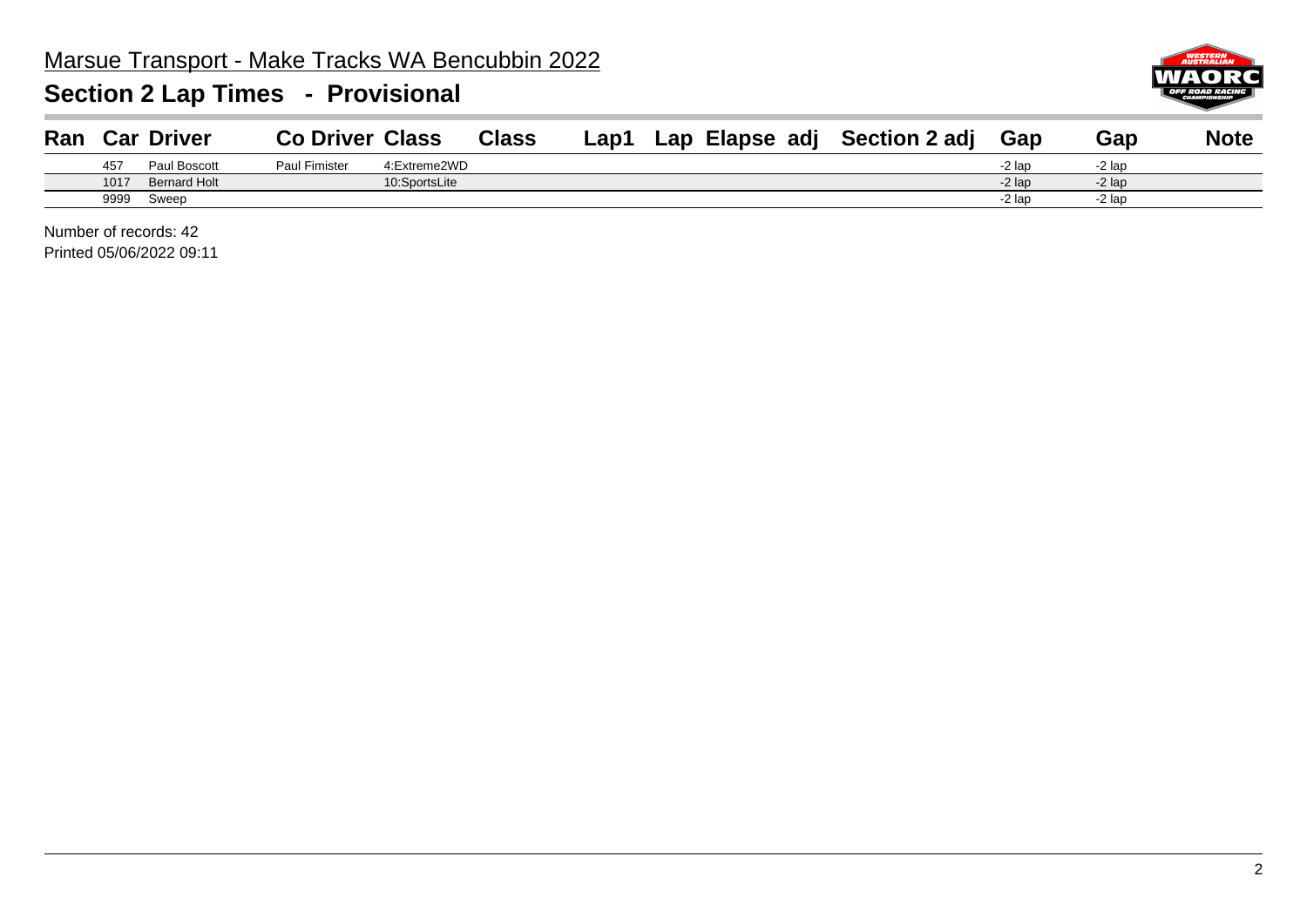Marsue Transport - Make Tracks WA Bencubbin 2022

## Section 2 Lap Times - Provisional

| Ran | Car | Driver | Co Driver | Class | Class | Lap1 | Lap | Elapse adj | Section 2 adj | Gap | Gap | Note |
|---|---|---|---|---|---|---|---|---|---|---|---|---|
| | 457 | Paul Boscott | Paul Fimister | 4:Extreme2WD | | | | | | -2 lap | -2 lap | |
| | 1017 | Bernard Holt | | 10:SportsLite | | | | | | -2 lap | -2 lap | |
| | 9999 | Sweep | | | | | | | | -2 lap | -2 lap | |

Number of records: 42

Printed 05/06/2022 09:11